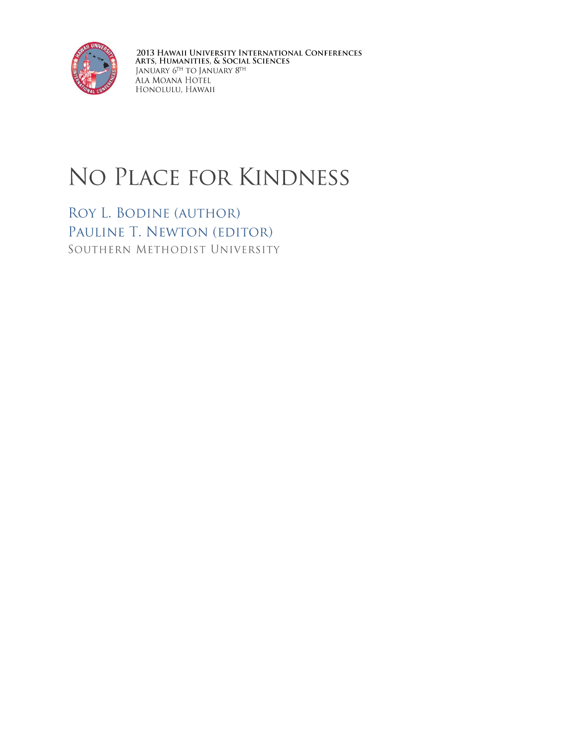2013 Hawaii University International Conferences
Arts, Humanities, & Social Sciences
January 6th to January 8th
Ala Moana Hotel
Honolulu, Hawaii

# No Place for Kindness

Roy L. Bodine (author)
Pauline T. Newton (editor)
Southern Methodist University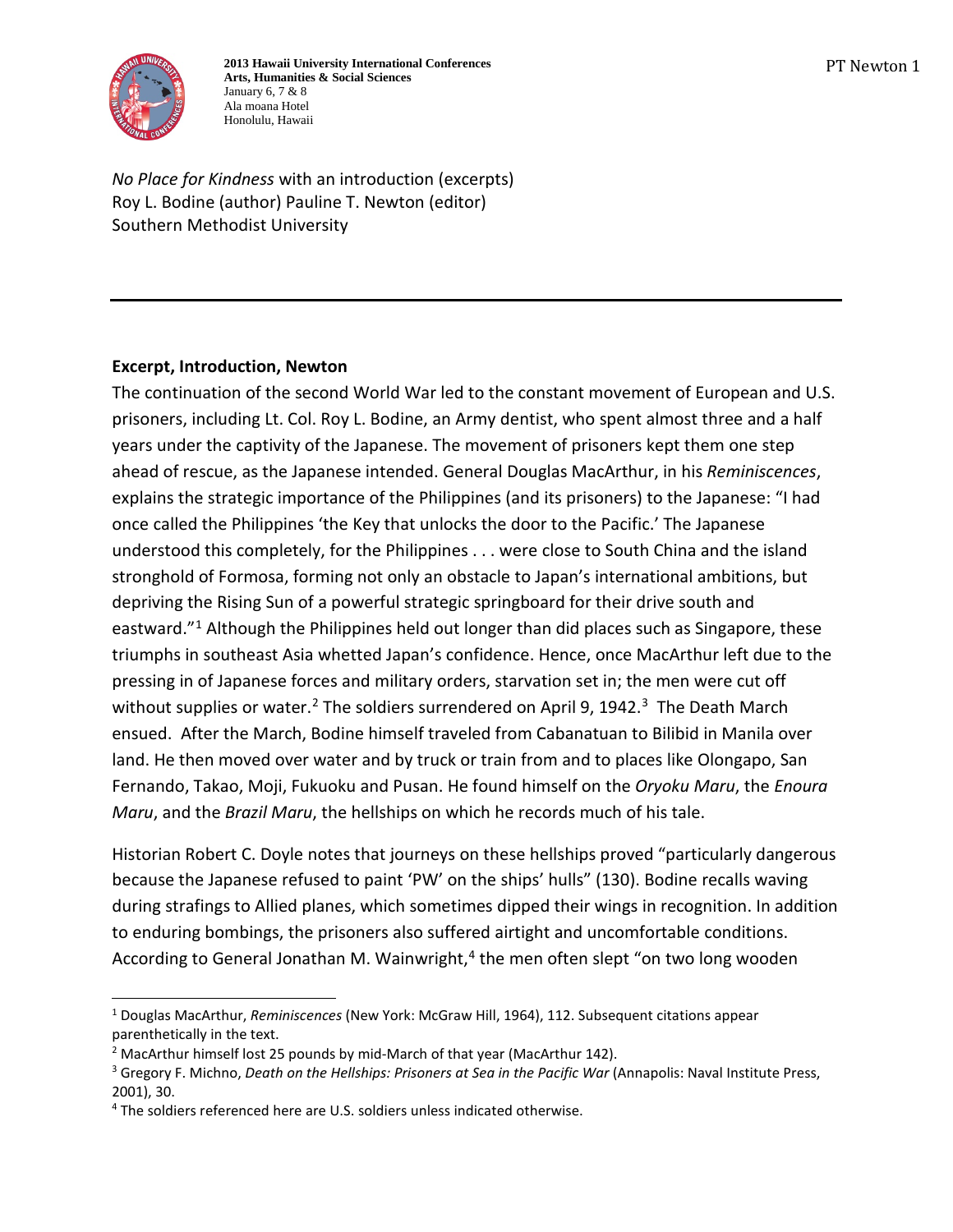*No Place for Kindness* with an introduction (excerpts)
Roy L. Bodine (author) Pauline T. Newton (editor)
Southern Methodist University

---

**Excerpt, Introduction, Newton**

The continuation of the second World War led to the constant movement of European and U.S. prisoners, including Lt. Col. Roy L. Bodine, an Army dentist, who spent almost three and a half years under the captivity of the Japanese. The movement of prisoners kept them one step ahead of rescue, as the Japanese intended. General Douglas MacArthur, in his *Reminiscences*, explains the strategic importance of the Philippines (and its prisoners) to the Japanese: "I had once called the Philippines 'the Key that unlocks the door to the Pacific.' The Japanese understood this completely, for the Philippines . . . were close to South China and the island stronghold of Formosa, forming not only an obstacle to Japan's international ambitions, but depriving the Rising Sun of a powerful strategic springboard for their drive south and eastward."[1] Although the Philippines held out longer than did places such as Singapore, these triumphs in southeast Asia whetted Japan's confidence. Hence, once MacArthur left due to the pressing in of Japanese forces and military orders, starvation set in; the men were cut off without supplies or water.[2] The soldiers surrendered on April 9, 1942.[3] The Death March ensued. After the March, Bodine himself traveled from Cabanatuan to Bilibid in Manila over land. He then moved over water and by truck or train from and to places like Olongapo, San Fernando, Takao, Moji, Fukuoku and Pusan. He found himself on the *Oryoku Maru*, the *Enoura Maru*, and the *Brazil Maru*, the hellships on which he records much of his tale.

Historian Robert C. Doyle notes that journeys on these hellships proved "particularly dangerous because the Japanese refused to paint 'PW' on the ships' hulls" (130). Bodine recalls waving during strafings to Allied planes, which sometimes dipped their wings in recognition. In addition to enduring bombings, the prisoners also suffered airtight and uncomfortable conditions. According to General Jonathan M. Wainwright,[4] the men often slept "on two long wooden

---

[1] Douglas MacArthur, *Reminiscences* (New York: McGraw Hill, 1964), 112. Subsequent citations appear parenthetically in the text.

[2] MacArthur himself lost 25 pounds by mid-March of that year (MacArthur 142).

[3] Gregory F. Michno, *Death on the Hellships: Prisoners at Sea in the Pacific War* (Annapolis: Naval Institute Press, 2001), 30.

[4] The soldiers referenced here are U.S. soldiers unless indicated otherwise.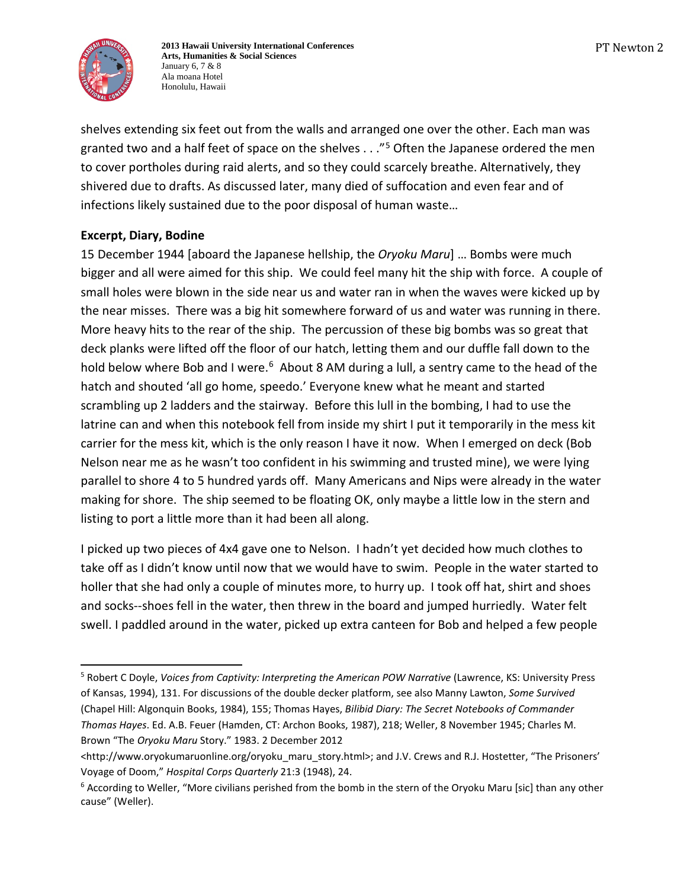shelves extending six feet out from the walls and arranged one over the other. Each man was granted two and a half feet of space on the shelves . . ."[5] Often the Japanese ordered the men to cover portholes during raid alerts, and so they could scarcely breathe. Alternatively, they shivered due to drafts. As discussed later, many died of suffocation and even fear and of infections likely sustained due to the poor disposal of human waste…

**Excerpt, Diary, Bodine**

15 December 1944 [aboard the Japanese hellship, the *Oryoku Maru*] … Bombs were much bigger and all were aimed for this ship. We could feel many hit the ship with force. A couple of small holes were blown in the side near us and water ran in when the waves were kicked up by the near misses. There was a big hit somewhere forward of us and water was running in there. More heavy hits to the rear of the ship. The percussion of these big bombs was so great that deck planks were lifted off the floor of our hatch, letting them and our duffle fall down to the hold below where Bob and I were.[6] About 8 AM during a lull, a sentry came to the head of the hatch and shouted 'all go home, speedo.' Everyone knew what he meant and started scrambling up 2 ladders and the stairway. Before this lull in the bombing, I had to use the latrine can and when this notebook fell from inside my shirt I put it temporarily in the mess kit carrier for the mess kit, which is the only reason I have it now. When I emerged on deck (Bob Nelson near me as he wasn't too confident in his swimming and trusted mine), we were lying parallel to shore 4 to 5 hundred yards off. Many Americans and Nips were already in the water making for shore. The ship seemed to be floating OK, only maybe a little low in the stern and listing to port a little more than it had been all along.

I picked up two pieces of 4x4 gave one to Nelson. I hadn't yet decided how much clothes to take off as I didn't know until now that we would have to swim. People in the water started to holler that she had only a couple of minutes more, to hurry up. I took off hat, shirt and shoes and socks--shoes fell in the water, then threw in the board and jumped hurriedly. Water felt swell. I paddled around in the water, picked up extra canteen for Bob and helped a few people

---

[5] Robert C Doyle, *Voices from Captivity: Interpreting the American POW Narrative* (Lawrence, KS: University Press of Kansas, 1994), 131. For discussions of the double decker platform, see also Manny Lawton, *Some Survived* (Chapel Hill: Algonquin Books, 1984), 155; Thomas Hayes, *Bilibid Diary: The Secret Notebooks of Commander Thomas Hayes*. Ed. A.B. Feuer (Hamden, CT: Archon Books, 1987), 218; Weller, 8 November 1945; Charles M. Brown "The *Oryoku Maru* Story." 1983. 2 December 2012 <http://www.oryokumaruonline.org/oryoku_maru_story.html>; and J.V. Crews and R.J. Hostetter, "The Prisoners' Voyage of Doom," *Hospital Corps Quarterly* 21:3 (1948), 24.

[6] According to Weller, "More civilians perished from the bomb in the stern of the Oryoku Maru [sic] than any other cause" (Weller).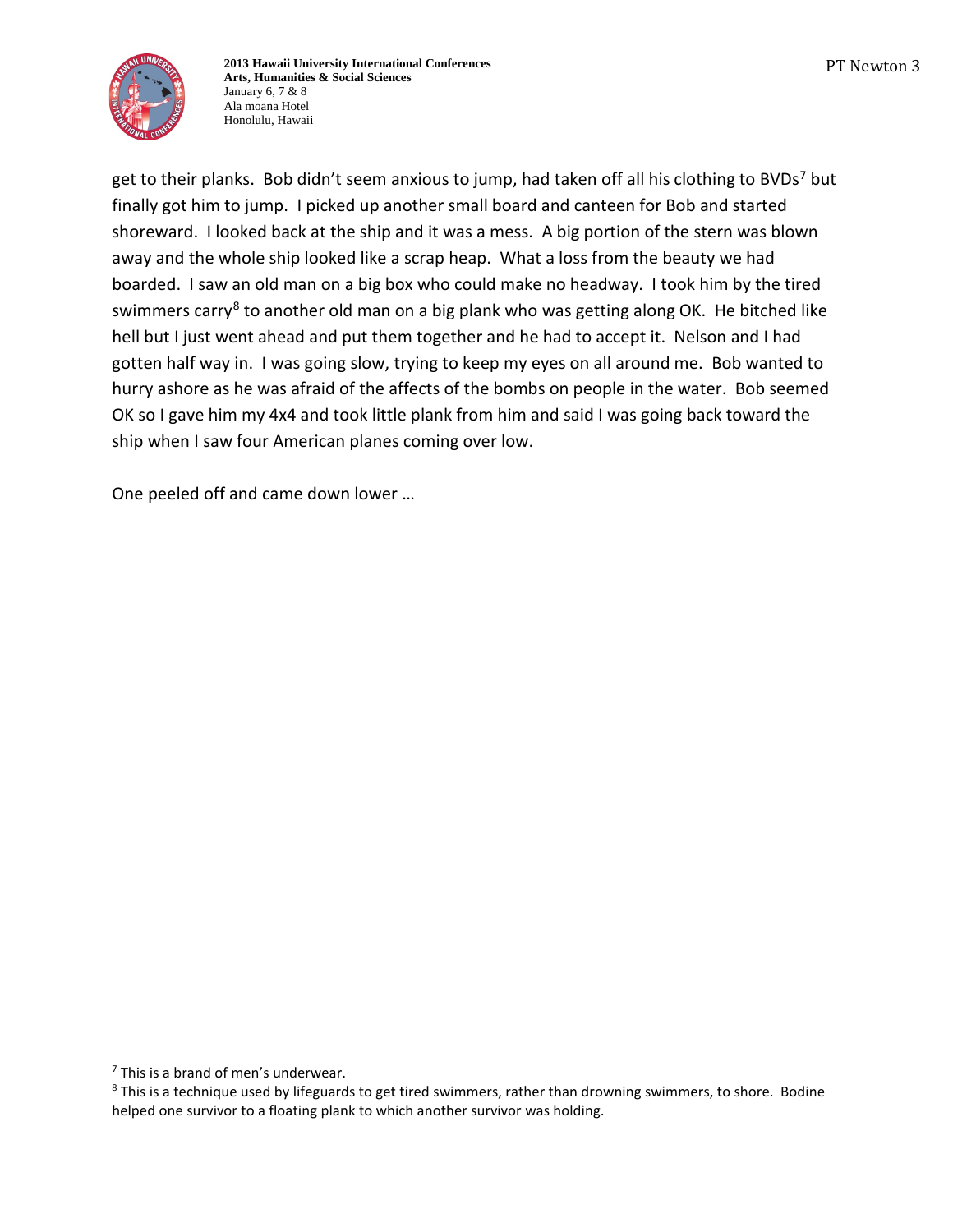get to their planks. Bob didn't seem anxious to jump, had taken off all his clothing to BVDs[7] but finally got him to jump. I picked up another small board and canteen for Bob and started shoreward. I looked back at the ship and it was a mess. A big portion of the stern was blown away and the whole ship looked like a scrap heap. What a loss from the beauty we had boarded. I saw an old man on a big box who could make no headway. I took him by the tired swimmers carry[8] to another old man on a big plank who was getting along OK. He bitched like hell but I just went ahead and put them together and he had to accept it. Nelson and I had gotten half way in. I was going slow, trying to keep my eyes on all around me. Bob wanted to hurry ashore as he was afraid of the affects of the bombs on people in the water. Bob seemed OK so I gave him my 4x4 and took little plank from him and said I was going back toward the ship when I saw four American planes coming over low.

One peeled off and came down lower …

---

[7] This is a brand of men's underwear.

[8] This is a technique used by lifeguards to get tired swimmers, rather than drowning swimmers, to shore. Bodine helped one survivor to a floating plank to which another survivor was holding.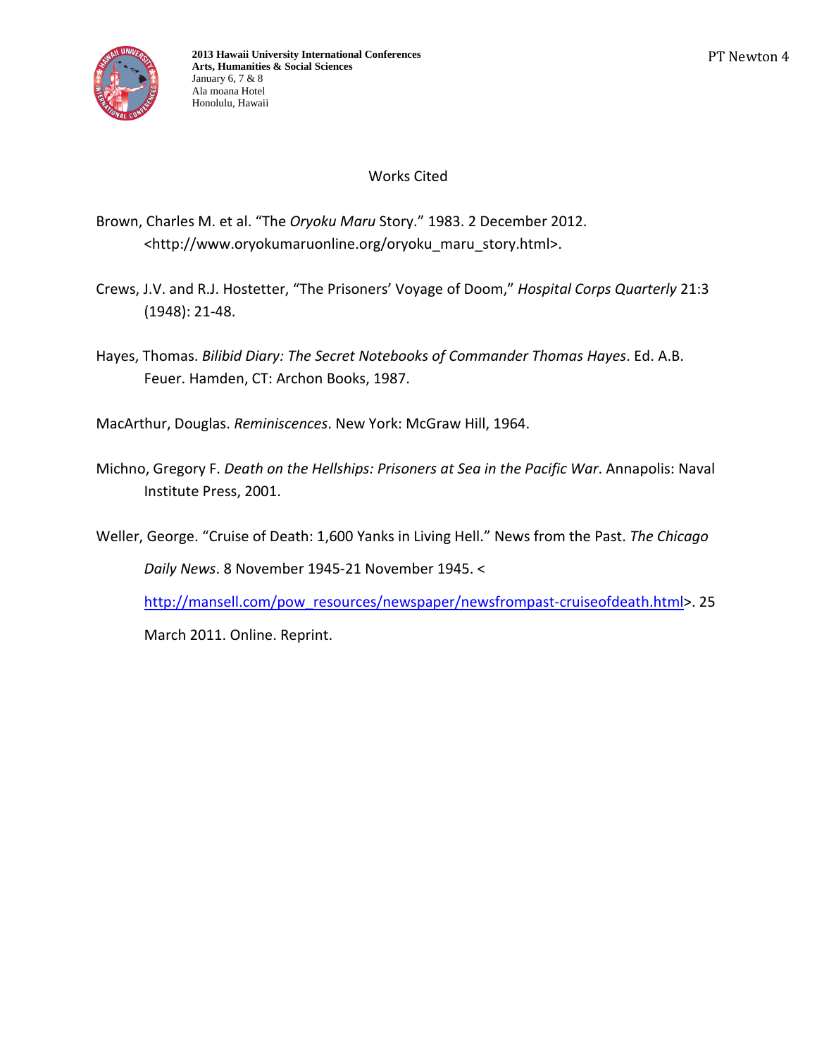# Works Cited

Brown, Charles M. et al. "The *Oryoku Maru* Story." 1983. 2 December 2012. <http://www.oryokumaruonline.org/oryoku_maru_story.html>.

Crews, J.V. and R.J. Hostetter, "The Prisoners' Voyage of Doom," *Hospital Corps Quarterly* 21:3 (1948): 21-48.

Hayes, Thomas. *Bilibid Diary: The Secret Notebooks of Commander Thomas Hayes*. Ed. A.B. Feuer. Hamden, CT: Archon Books, 1987.

MacArthur, Douglas. *Reminiscences*. New York: McGraw Hill, 1964.

Michno, Gregory F. *Death on the Hellships: Prisoners at Sea in the Pacific War*. Annapolis: Naval Institute Press, 2001.

Weller, George. "Cruise of Death: 1,600 Yanks in Living Hell." News from the Past. *The Chicago Daily News*. 8 November 1945-21 November 1945. < http://mansell.com/pow_resources/newspaper/newsfrompast-cruiseofdeath.html>. 25 March 2011. Online. Reprint.